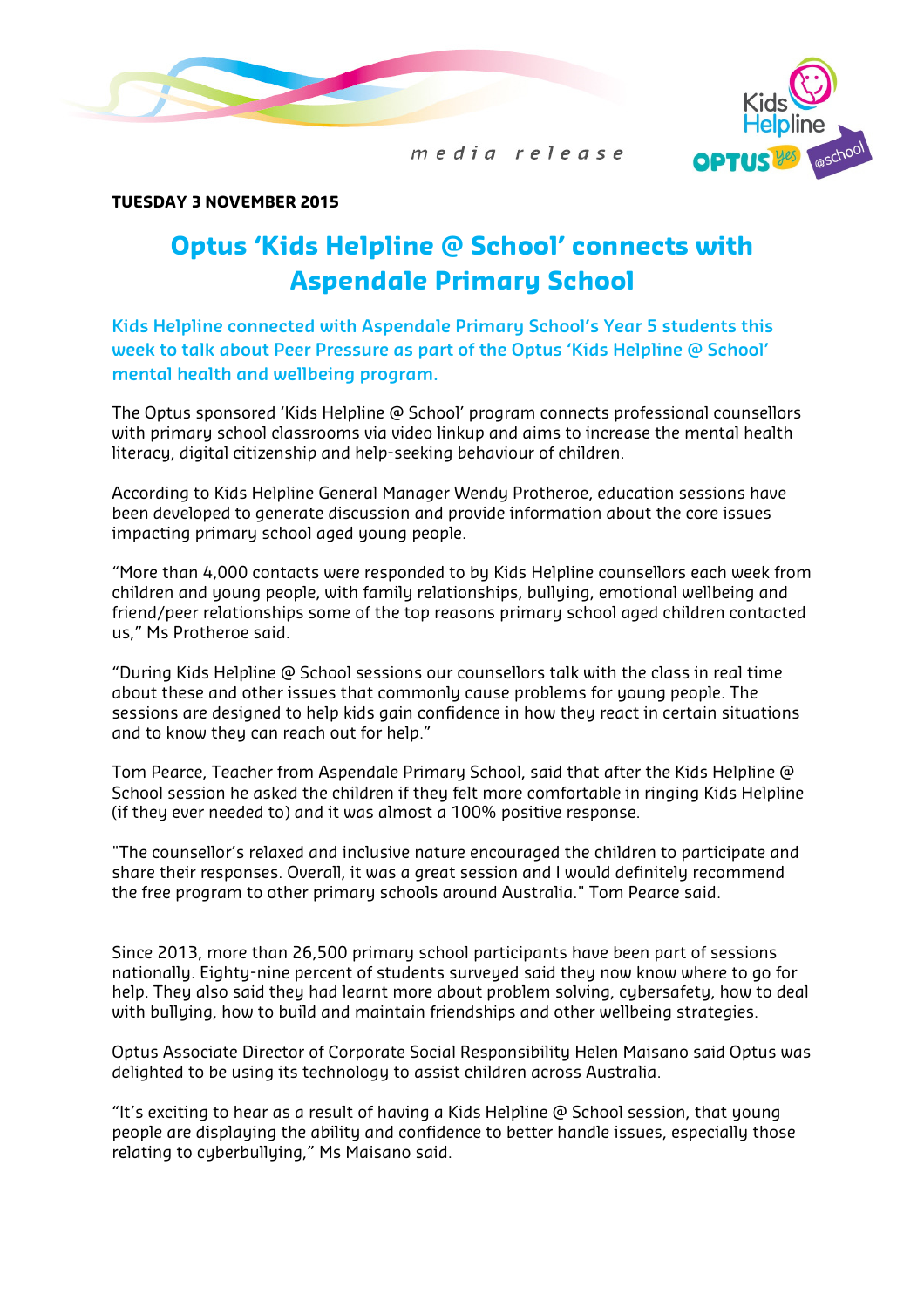media release

**TUESDAY 3 NOVEMBER 2015**

# Optus 'Kids Helpline @ School' connects with Aspendale Primary School

**Kids Helpline connected with Aspendale Primary School's Year 5 students this week to talk about Peer Pressure as part of the Optus 'Kids Helpline @ School' mental health and wellbeing program.**

The Optus sponsored 'Kids Helpline @ School' program connects professional counsellors with primary school classrooms via video linkup and aims to increase the mental health literacy, digital citizenship and help-seeking behaviour of children.

According to Kids Helpline General Manager Wendy Protheroe, education sessions have been developed to generate discussion and provide information about the core issues impacting primary school aged young people.

"More than 4,000 contacts were responded to by Kids Helpline counsellors each week from children and young people, with family relationships, bullying, emotional wellbeing and friend/peer relationships some of the top reasons primary school aged children contacted us," Ms Protheroe said.

"During Kids Helpline @ School sessions our counsellors talk with the class in real time about these and other issues that commonly cause problems for young people. The sessions are designed to help kids gain confidence in how they react in certain situations and to know they can reach out for help."

Tom Pearce, Teacher from Aspendale Primary School, said that after the Kids Helpline @ School session he asked the children if they felt more comfortable in ringing Kids Helpline (if they ever needed to) and it was almost a 100% positive response.

"The counsellor's relaxed and inclusive nature encouraged the children to participate and share their responses. Overall, it was a great session and I would definitely recommend the free program to other primary schools around Australia." Tom Pearce said.

Since 2013, more than 26,500 primary school participants have been part of sessions nationally. Eighty-nine percent of students surveyed said they now know where to go for help. They also said they had learnt more about problem solving, cybersafety, how to deal with bullying, how to build and maintain friendships and other wellbeing strategies.

Optus Associate Director of Corporate Social Responsibility Helen Maisano said Optus was delighted to be using its technology to assist children across Australia.

"It's exciting to hear as a result of having a Kids Helpline @ School session, that young people are displaying the ability and confidence to better handle issues, especially those relating to cyberbullying," Ms Maisano said.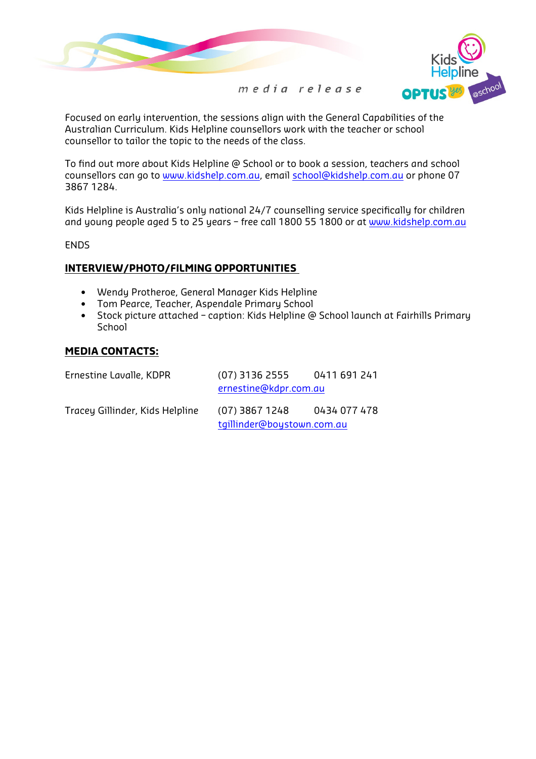Focused on early intervention, the sessions align with the General Capabilities of the Australian Curriculum. Kids Helpline counsellors work with the teacher or school counsellor to tailor the topic to the needs of the class.

To find out more about Kids Helpline @ School or to book a session, teachers and school counsellors can go to www.kidshelp.com.au, email school@kidshelp.com.au or phone 07 3867 1284.

Kids Helpline is Australia's only national 24/7 counselling service specifically for children and young people aged 5 to 25 years – free call 1800 55 1800 or at www.kidshelp.com.au

ENDS

**INTERVIEW/PHOTO/FILMING OPPORTUNITIES**

- Wendy Protheroe, General Manager Kids Helpline
- Tom Pearce, Teacher, Aspendale Primary School
- Stock picture attached – caption: Kids Helpline @ School launch at Fairhills Primary School

**MEDIA CONTACTS:**

| | | |
|---|---|---|
| Ernestine Lavalle, KDPR | (07) 3136 2555<br>ernestine@kdpr.com.au | 0411 691 241 |
| Tracey Gillinder, Kids Helpline | (07) 3867 1248<br>tgillinder@boystown.com.au | 0434 077 478 |